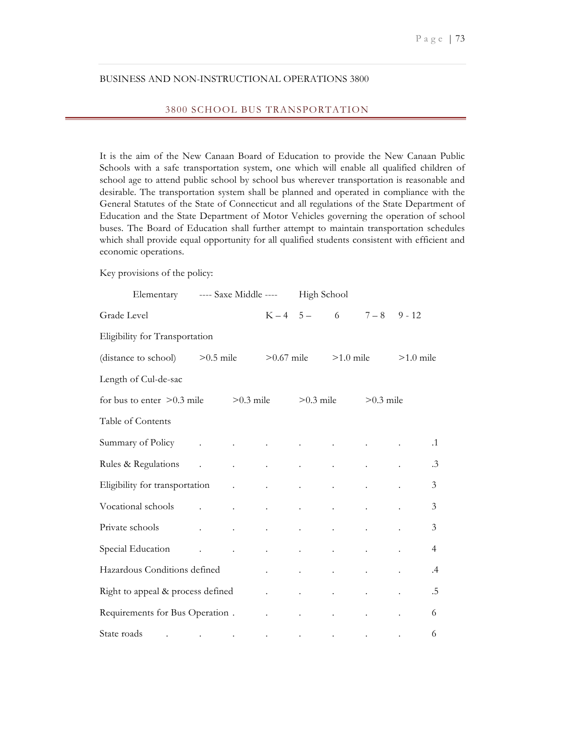BUSINESS AND NON-INSTRUCTIONAL OPERATIONS 3800

## 3800 SCHOOL BUS TRANSPORTATION

It is the aim of the New Canaan Board of Education to provide the New Canaan Public Schools with a safe transportation system, one which will enable all qualified children of school age to attend public school by school bus wherever transportation is reasonable and desirable. The transportation system shall be planned and operated in compliance with the General Statutes of the State of Connecticut and all regulations of the State Department of Education and the State Department of Motor Vehicles governing the operation of school buses. The Board of Education shall further attempt to maintain transportation schedules which shall provide equal opportunity for all qualified students consistent with efficient and economic operations.

Key provisions of the policy:

| | Elementary | ---- Saxe Middle ---- | | High School |
|---|---|---|---|---|
| Grade Level | K – 4 | 5 – 6 | 7 – 8 | 9 - 12 |
| Eligibility for Transportation (distance to school) | >0.5 mile | >0.67 mile | >1.0 mile | >1.0 mile |
| Length of Cul-de-sac for bus to enter | >0.3 mile | >0.3 mile | >0.3 mile | >0.3 mile |

Table of Contents

| | |
|---|---|
| Summary of Policy | .1 |
| Rules & Regulations | .3 |
| Eligibility for transportation | 3 |
| Vocational schools | 3 |
| Private schools | 3 |
| Special Education | 4 |
| Hazardous Conditions defined | .4 |
| Right to appeal & process defined | .5 |
| Requirements for Bus Operation | 6 |
| State roads | 6 |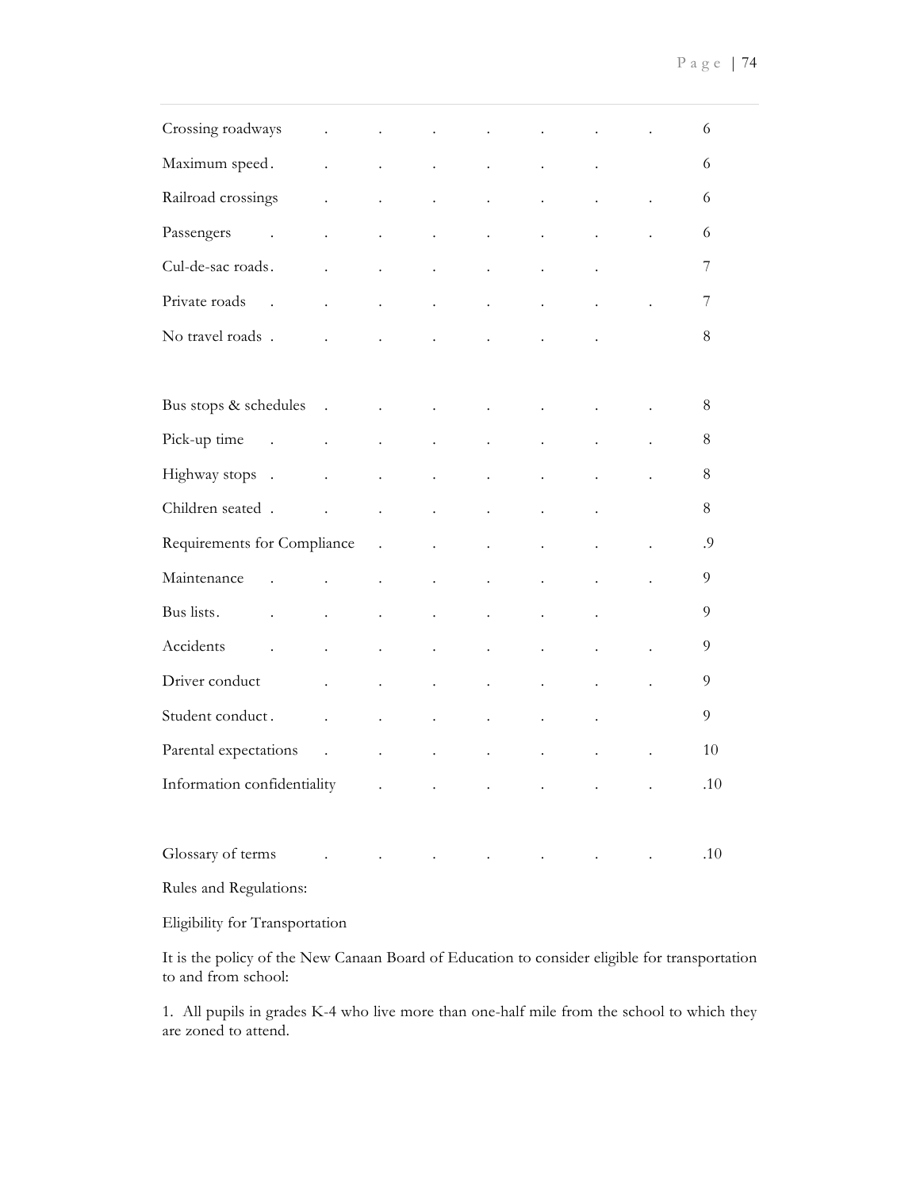| | |
|---|---|
| Crossing roadways | 6 |
| Maximum speed | 6 |
| Railroad crossings | 6 |
| Passengers | 6 |
| Cul-de-sac roads | 7 |
| Private roads | 7 |
| No travel roads | 8 |
| | |
| Bus stops & schedules | 8 |
| Pick-up time | 8 |
| Highway stops | 8 |
| Children seated | 8 |
| Requirements for Compliance | .9 |
| Maintenance | 9 |
| Bus lists | 9 |
| Accidents | 9 |
| Driver conduct | 9 |
| Student conduct | 9 |
| Parental expectations | 10 |
| Information confidentiality | .10 |
| | |
| Glossary of terms | .10 |

Rules and Regulations:

Eligibility for Transportation

It is the policy of the New Canaan Board of Education to consider eligible for transportation to and from school:

1. All pupils in grades K-4 who live more than one-half mile from the school to which they are zoned to attend.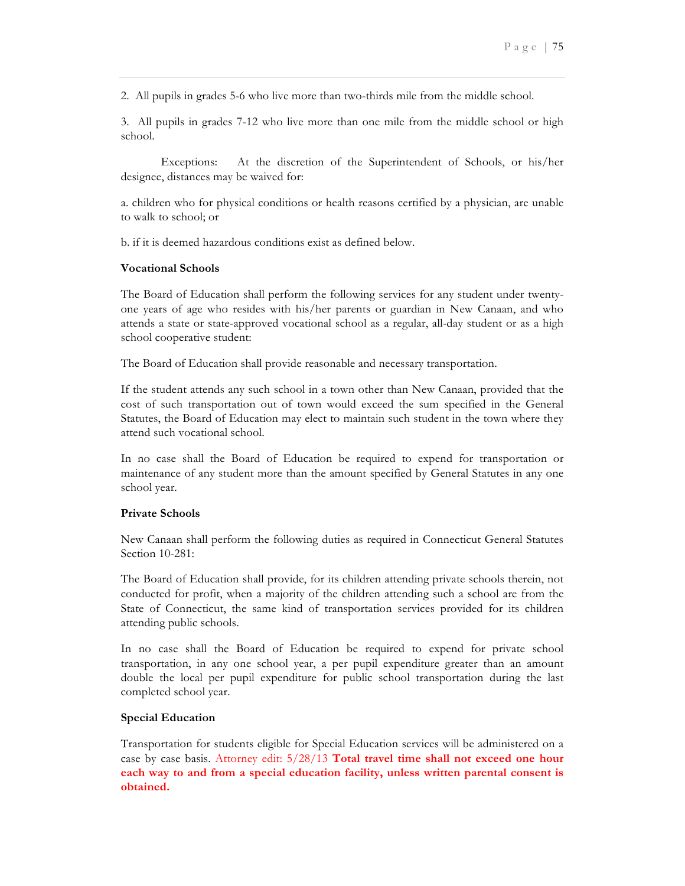2. All pupils in grades 5-6 who live more than two-thirds mile from the middle school.

3. All pupils in grades 7-12 who live more than one mile from the middle school or high school.

Exceptions: At the discretion of the Superintendent of Schools, or his/her designee, distances may be waived for:

a. children who for physical conditions or health reasons certified by a physician, are unable to walk to school; or

b. if it is deemed hazardous conditions exist as defined below.

**Vocational Schools**

The Board of Education shall perform the following services for any student under twenty-one years of age who resides with his/her parents or guardian in New Canaan, and who attends a state or state-approved vocational school as a regular, all-day student or as a high school cooperative student:

The Board of Education shall provide reasonable and necessary transportation.

If the student attends any such school in a town other than New Canaan, provided that the cost of such transportation out of town would exceed the sum specified in the General Statutes, the Board of Education may elect to maintain such student in the town where they attend such vocational school.

In no case shall the Board of Education be required to expend for transportation or maintenance of any student more than the amount specified by General Statutes in any one school year.

**Private Schools**

New Canaan shall perform the following duties as required in Connecticut General Statutes Section 10-281:

The Board of Education shall provide, for its children attending private schools therein, not conducted for profit, when a majority of the children attending such a school are from the State of Connecticut, the same kind of transportation services provided for its children attending public schools.

In no case shall the Board of Education be required to expend for private school transportation, in any one school year, a per pupil expenditure greater than an amount double the local per pupil expenditure for public school transportation during the last completed school year.

**Special Education**

Transportation for students eligible for Special Education services will be administered on a case by case basis. Attorney edit: 5/28/13 **Total travel time shall not exceed one hour each way to and from a special education facility, unless written parental consent is obtained.**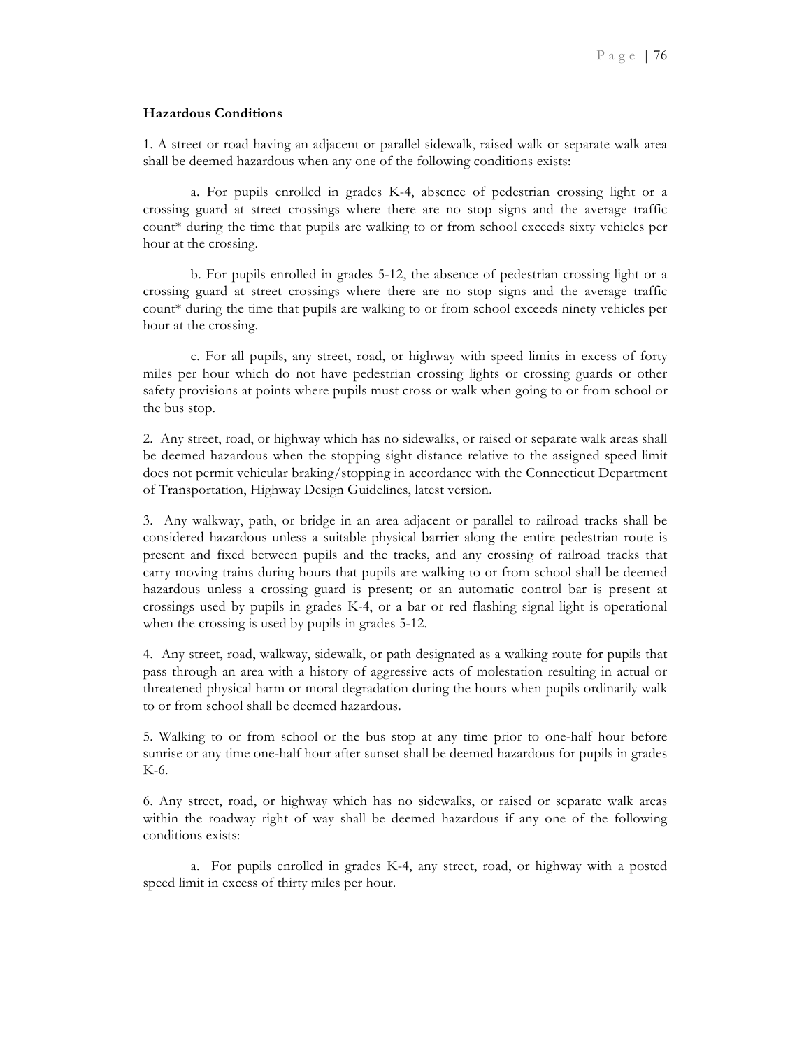**Hazardous Conditions**

1. A street or road having an adjacent or parallel sidewalk, raised walk or separate walk area shall be deemed hazardous when any one of the following conditions exists:

  a. For pupils enrolled in grades K-4, absence of pedestrian crossing light or a crossing guard at street crossings where there are no stop signs and the average traffic count* during the time that pupils are walking to or from school exceeds sixty vehicles per hour at the crossing.

  b. For pupils enrolled in grades 5-12, the absence of pedestrian crossing light or a crossing guard at street crossings where there are no stop signs and the average traffic count* during the time that pupils are walking to or from school exceeds ninety vehicles per hour at the crossing.

  c. For all pupils, any street, road, or highway with speed limits in excess of forty miles per hour which do not have pedestrian crossing lights or crossing guards or other safety provisions at points where pupils must cross or walk when going to or from school or the bus stop.

2. Any street, road, or highway which has no sidewalks, or raised or separate walk areas shall be deemed hazardous when the stopping sight distance relative to the assigned speed limit does not permit vehicular braking/stopping in accordance with the Connecticut Department of Transportation, Highway Design Guidelines, latest version.

3. Any walkway, path, or bridge in an area adjacent or parallel to railroad tracks shall be considered hazardous unless a suitable physical barrier along the entire pedestrian route is present and fixed between pupils and the tracks, and any crossing of railroad tracks that carry moving trains during hours that pupils are walking to or from school shall be deemed hazardous unless a crossing guard is present; or an automatic control bar is present at crossings used by pupils in grades K-4, or a bar or red flashing signal light is operational when the crossing is used by pupils in grades 5-12.

4. Any street, road, walkway, sidewalk, or path designated as a walking route for pupils that pass through an area with a history of aggressive acts of molestation resulting in actual or threatened physical harm or moral degradation during the hours when pupils ordinarily walk to or from school shall be deemed hazardous.

5. Walking to or from school or the bus stop at any time prior to one-half hour before sunrise or any time one-half hour after sunset shall be deemed hazardous for pupils in grades K-6.

6. Any street, road, or highway which has no sidewalks, or raised or separate walk areas within the roadway right of way shall be deemed hazardous if any one of the following conditions exists:

  a. For pupils enrolled in grades K-4, any street, road, or highway with a posted speed limit in excess of thirty miles per hour.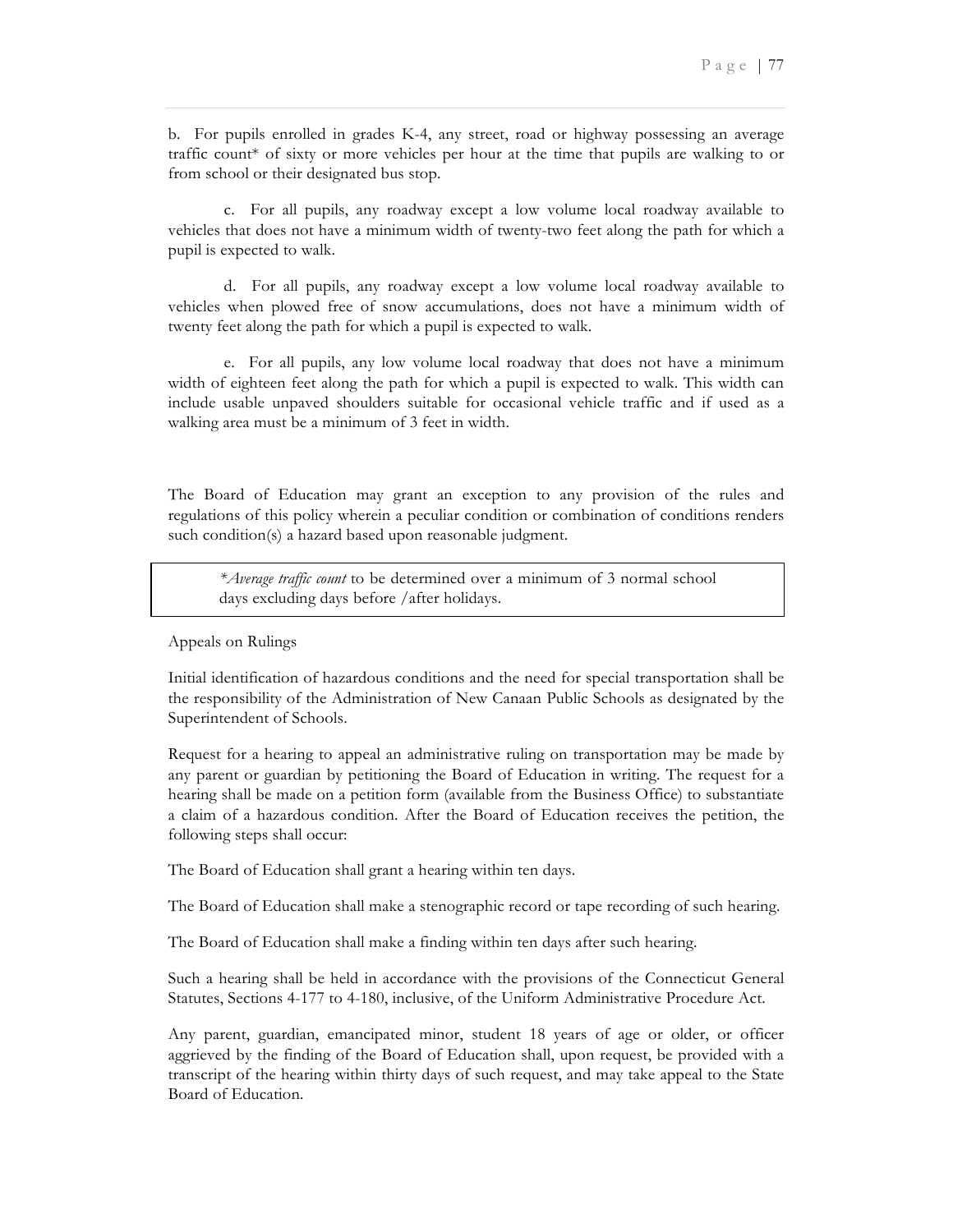b. For pupils enrolled in grades K-4, any street, road or highway possessing an average traffic count* of sixty or more vehicles per hour at the time that pupils are walking to or from school or their designated bus stop.

c. For all pupils, any roadway except a low volume local roadway available to vehicles that does not have a minimum width of twenty-two feet along the path for which a pupil is expected to walk.

d. For all pupils, any roadway except a low volume local roadway available to vehicles when plowed free of snow accumulations, does not have a minimum width of twenty feet along the path for which a pupil is expected to walk.

e. For all pupils, any low volume local roadway that does not have a minimum width of eighteen feet along the path for which a pupil is expected to walk. This width can include usable unpaved shoulders suitable for occasional vehicle traffic and if used as a walking area must be a minimum of 3 feet in width.

The Board of Education may grant an exception to any provision of the rules and regulations of this policy wherein a peculiar condition or combination of conditions renders such condition(s) a hazard based upon reasonable judgment.

> **Average traffic count* to be determined over a minimum of 3 normal school days excluding days before /after holidays.

Appeals on Rulings

Initial identification of hazardous conditions and the need for special transportation shall be the responsibility of the Administration of New Canaan Public Schools as designated by the Superintendent of Schools.

Request for a hearing to appeal an administrative ruling on transportation may be made by any parent or guardian by petitioning the Board of Education in writing. The request for a hearing shall be made on a petition form (available from the Business Office) to substantiate a claim of a hazardous condition. After the Board of Education receives the petition, the following steps shall occur:

The Board of Education shall grant a hearing within ten days.

The Board of Education shall make a stenographic record or tape recording of such hearing.

The Board of Education shall make a finding within ten days after such hearing.

Such a hearing shall be held in accordance with the provisions of the Connecticut General Statutes, Sections 4-177 to 4-180, inclusive, of the Uniform Administrative Procedure Act.

Any parent, guardian, emancipated minor, student 18 years of age or older, or officer aggrieved by the finding of the Board of Education shall, upon request, be provided with a transcript of the hearing within thirty days of such request, and may take appeal to the State Board of Education.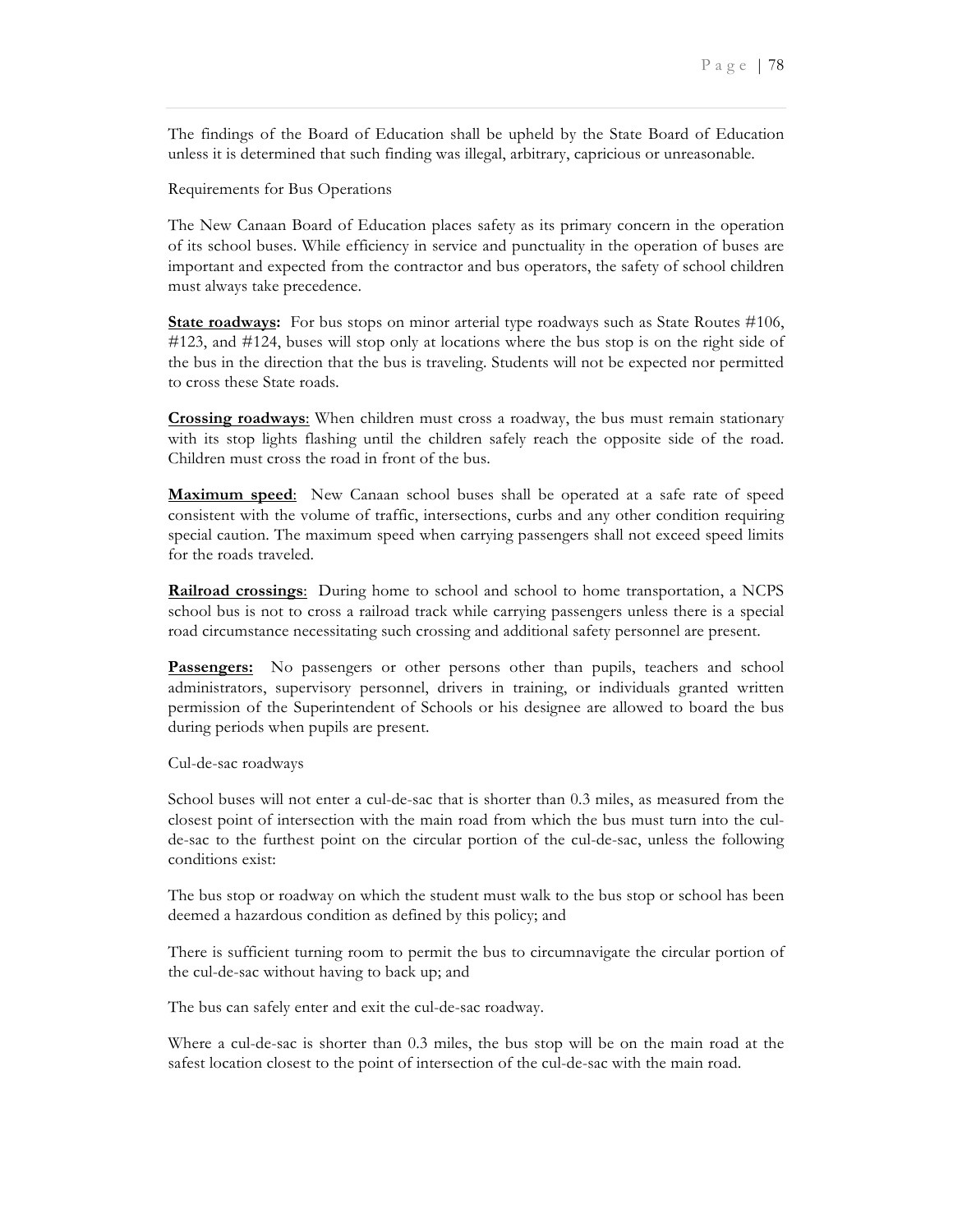The findings of the Board of Education shall be upheld by the State Board of Education unless it is determined that such finding was illegal, arbitrary, capricious or unreasonable.

Requirements for Bus Operations

The New Canaan Board of Education places safety as its primary concern in the operation of its school buses. While efficiency in service and punctuality in the operation of buses are important and expected from the contractor and bus operators, the safety of school children must always take precedence.

**State roadways:** For bus stops on minor arterial type roadways such as State Routes #106, #123, and #124, buses will stop only at locations where the bus stop is on the right side of the bus in the direction that the bus is traveling. Students will not be expected nor permitted to cross these State roads.

**Crossing roadways**: When children must cross a roadway, the bus must remain stationary with its stop lights flashing until the children safely reach the opposite side of the road. Children must cross the road in front of the bus.

**Maximum speed**: New Canaan school buses shall be operated at a safe rate of speed consistent with the volume of traffic, intersections, curbs and any other condition requiring special caution. The maximum speed when carrying passengers shall not exceed speed limits for the roads traveled.

**Railroad crossings**: During home to school and school to home transportation, a NCPS school bus is not to cross a railroad track while carrying passengers unless there is a special road circumstance necessitating such crossing and additional safety personnel are present.

**Passengers:** No passengers or other persons other than pupils, teachers and school administrators, supervisory personnel, drivers in training, or individuals granted written permission of the Superintendent of Schools or his designee are allowed to board the bus during periods when pupils are present.

Cul-de-sac roadways

School buses will not enter a cul-de-sac that is shorter than 0.3 miles, as measured from the closest point of intersection with the main road from which the bus must turn into the cul-de-sac to the furthest point on the circular portion of the cul-de-sac, unless the following conditions exist:

The bus stop or roadway on which the student must walk to the bus stop or school has been deemed a hazardous condition as defined by this policy; and

There is sufficient turning room to permit the bus to circumnavigate the circular portion of the cul-de-sac without having to back up; and

The bus can safely enter and exit the cul-de-sac roadway.

Where a cul-de-sac is shorter than 0.3 miles, the bus stop will be on the main road at the safest location closest to the point of intersection of the cul-de-sac with the main road.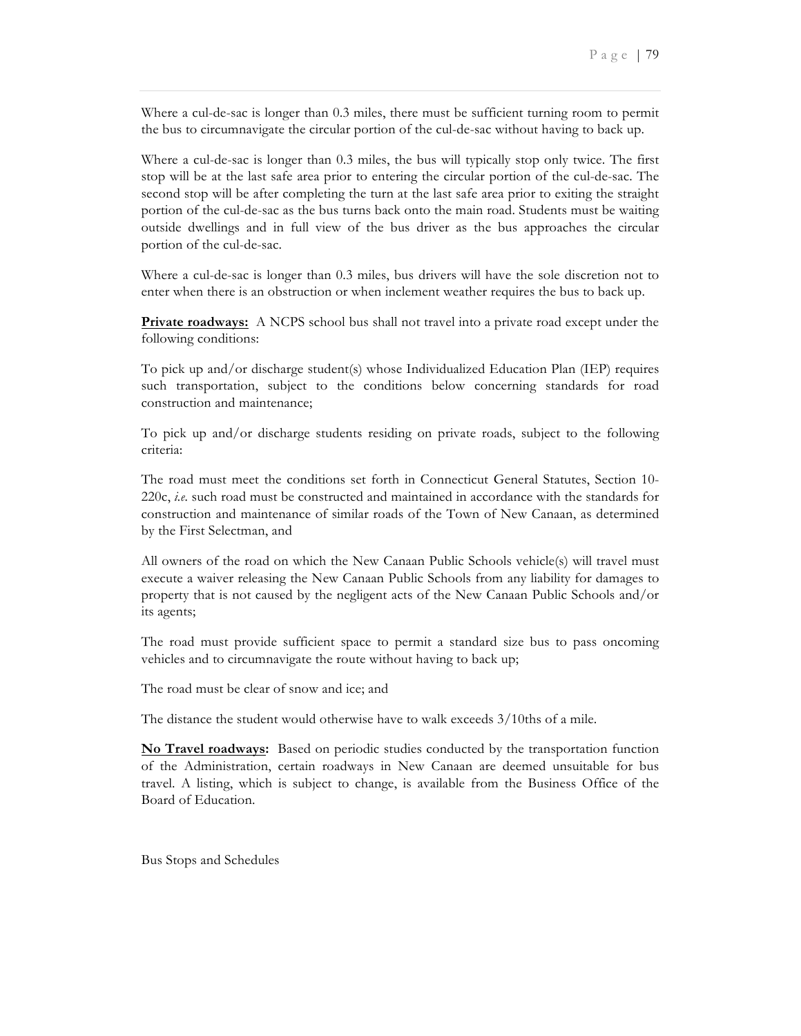Where a cul-de-sac is longer than 0.3 miles, there must be sufficient turning room to permit the bus to circumnavigate the circular portion of the cul-de-sac without having to back up.

Where a cul-de-sac is longer than 0.3 miles, the bus will typically stop only twice. The first stop will be at the last safe area prior to entering the circular portion of the cul-de-sac. The second stop will be after completing the turn at the last safe area prior to exiting the straight portion of the cul-de-sac as the bus turns back onto the main road. Students must be waiting outside dwellings and in full view of the bus driver as the bus approaches the circular portion of the cul-de-sac.

Where a cul-de-sac is longer than 0.3 miles, bus drivers will have the sole discretion not to enter when there is an obstruction or when inclement weather requires the bus to back up.

**<u>Private roadways:</u>** A NCPS school bus shall not travel into a private road except under the following conditions:

To pick up and/or discharge student(s) whose Individualized Education Plan (IEP) requires such transportation, subject to the conditions below concerning standards for road construction and maintenance;

To pick up and/or discharge students residing on private roads, subject to the following criteria:

The road must meet the conditions set forth in Connecticut General Statutes, Section 10-220c, *i.e.* such road must be constructed and maintained in accordance with the standards for construction and maintenance of similar roads of the Town of New Canaan, as determined by the First Selectman, and

All owners of the road on which the New Canaan Public Schools vehicle(s) will travel must execute a waiver releasing the New Canaan Public Schools from any liability for damages to property that is not caused by the negligent acts of the New Canaan Public Schools and/or its agents;

The road must provide sufficient space to permit a standard size bus to pass oncoming vehicles and to circumnavigate the route without having to back up;

The road must be clear of snow and ice; and

The distance the student would otherwise have to walk exceeds 3/10ths of a mile.

**<u>No Travel roadways</u>:** Based on periodic studies conducted by the transportation function of the Administration, certain roadways in New Canaan are deemed unsuitable for bus travel. A listing, which is subject to change, is available from the Business Office of the Board of Education.

Bus Stops and Schedules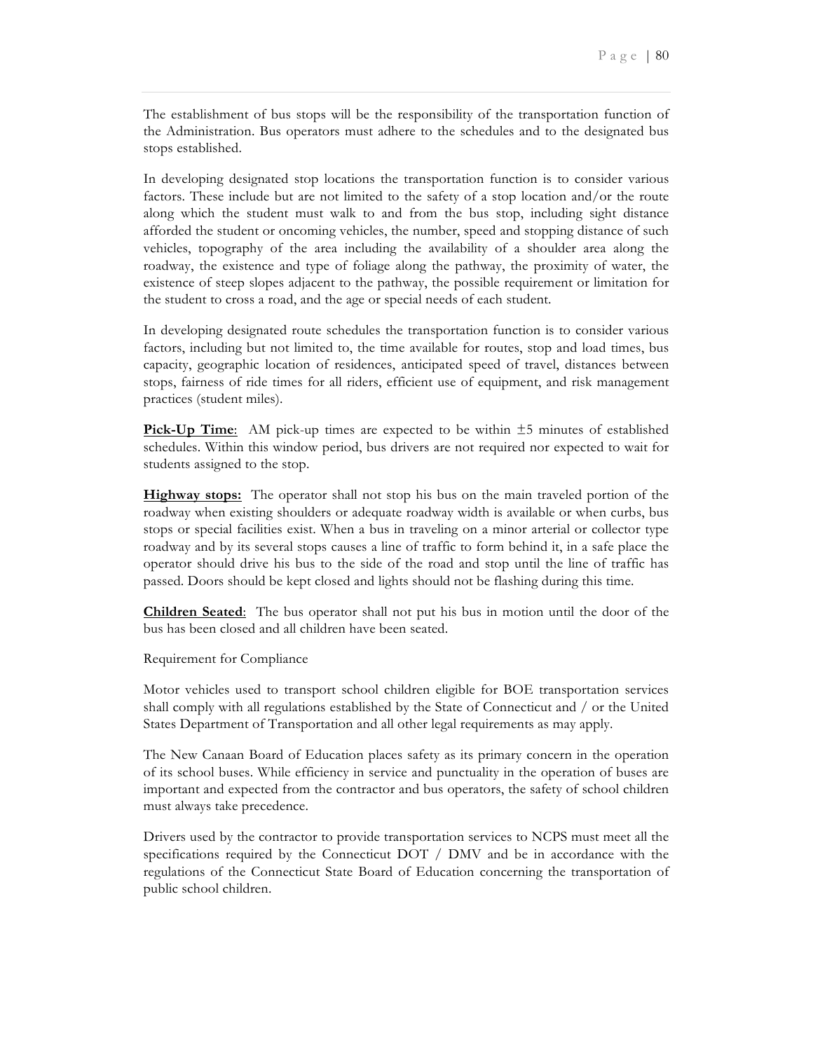The establishment of bus stops will be the responsibility of the transportation function of the Administration. Bus operators must adhere to the schedules and to the designated bus stops established.

In developing designated stop locations the transportation function is to consider various factors. These include but are not limited to the safety of a stop location and/or the route along which the student must walk to and from the bus stop, including sight distance afforded the student or oncoming vehicles, the number, speed and stopping distance of such vehicles, topography of the area including the availability of a shoulder area along the roadway, the existence and type of foliage along the pathway, the proximity of water, the existence of steep slopes adjacent to the pathway, the possible requirement or limitation for the student to cross a road, and the age or special needs of each student.

In developing designated route schedules the transportation function is to consider various factors, including but not limited to, the time available for routes, stop and load times, bus capacity, geographic location of residences, anticipated speed of travel, distances between stops, fairness of ride times for all riders, efficient use of equipment, and risk management practices (student miles).

**Pick-Up Time**: AM pick-up times are expected to be within ±5 minutes of established schedules. Within this window period, bus drivers are not required nor expected to wait for students assigned to the stop.

**Highway stops:** The operator shall not stop his bus on the main traveled portion of the roadway when existing shoulders or adequate roadway width is available or when curbs, bus stops or special facilities exist. When a bus in traveling on a minor arterial or collector type roadway and by its several stops causes a line of traffic to form behind it, in a safe place the operator should drive his bus to the side of the road and stop until the line of traffic has passed. Doors should be kept closed and lights should not be flashing during this time.

**Children Seated**: The bus operator shall not put his bus in motion until the door of the bus has been closed and all children have been seated.

Requirement for Compliance

Motor vehicles used to transport school children eligible for BOE transportation services shall comply with all regulations established by the State of Connecticut and / or the United States Department of Transportation and all other legal requirements as may apply.

The New Canaan Board of Education places safety as its primary concern in the operation of its school buses. While efficiency in service and punctuality in the operation of buses are important and expected from the contractor and bus operators, the safety of school children must always take precedence.

Drivers used by the contractor to provide transportation services to NCPS must meet all the specifications required by the Connecticut DOT / DMV and be in accordance with the regulations of the Connecticut State Board of Education concerning the transportation of public school children.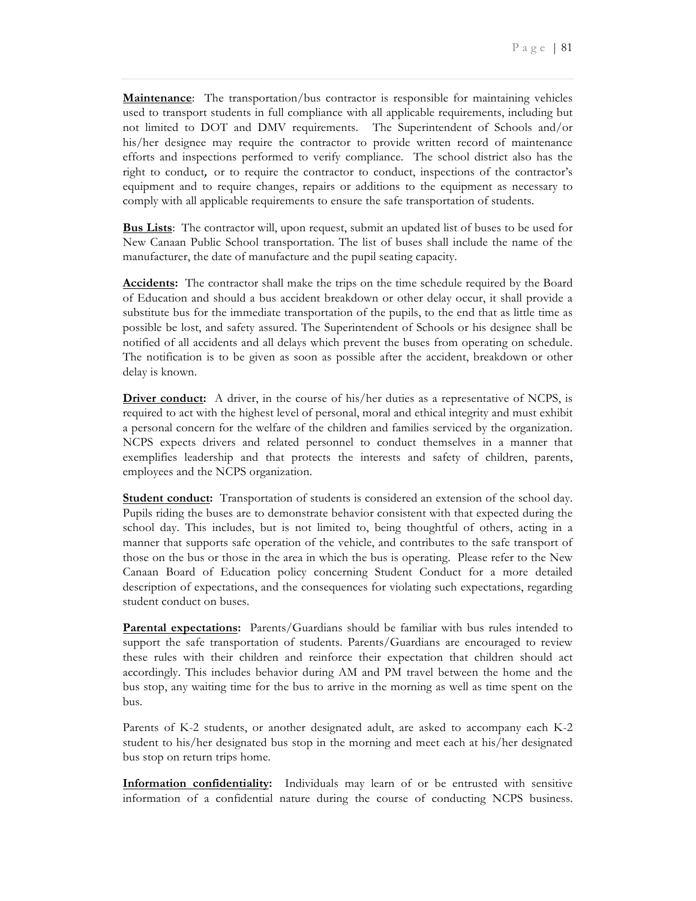**Maintenance**: The transportation/bus contractor is responsible for maintaining vehicles used to transport students in full compliance with all applicable requirements, including but not limited to DOT and DMV requirements. The Superintendent of Schools and/or his/her designee may require the contractor to provide written record of maintenance efforts and inspections performed to verify compliance. The school district also has the right to conduct, or to require the contractor to conduct, inspections of the contractor's equipment and to require changes, repairs or additions to the equipment as necessary to comply with all applicable requirements to ensure the safe transportation of students.

**Bus Lists**: The contractor will, upon request, submit an updated list of buses to be used for New Canaan Public School transportation. The list of buses shall include the name of the manufacturer, the date of manufacture and the pupil seating capacity.

**Accidents:** The contractor shall make the trips on the time schedule required by the Board of Education and should a bus accident breakdown or other delay occur, it shall provide a substitute bus for the immediate transportation of the pupils, to the end that as little time as possible be lost, and safety assured. The Superintendent of Schools or his designee shall be notified of all accidents and all delays which prevent the buses from operating on schedule. The notification is to be given as soon as possible after the accident, breakdown or other delay is known.

**Driver conduct:** A driver, in the course of his/her duties as a representative of NCPS, is required to act with the highest level of personal, moral and ethical integrity and must exhibit a personal concern for the welfare of the children and families serviced by the organization. NCPS expects drivers and related personnel to conduct themselves in a manner that exemplifies leadership and that protects the interests and safety of children, parents, employees and the NCPS organization.

**Student conduct:** Transportation of students is considered an extension of the school day. Pupils riding the buses are to demonstrate behavior consistent with that expected during the school day. This includes, but is not limited to, being thoughtful of others, acting in a manner that supports safe operation of the vehicle, and contributes to the safe transport of those on the bus or those in the area in which the bus is operating. Please refer to the New Canaan Board of Education policy concerning Student Conduct for a more detailed description of expectations, and the consequences for violating such expectations, regarding student conduct on buses.

**Parental expectations:** Parents/Guardians should be familiar with bus rules intended to support the safe transportation of students. Parents/Guardians are encouraged to review these rules with their children and reinforce their expectation that children should act accordingly. This includes behavior during AM and PM travel between the home and the bus stop, any waiting time for the bus to arrive in the morning as well as time spent on the bus.

Parents of K-2 students, or another designated adult, are asked to accompany each K-2 student to his/her designated bus stop in the morning and meet each at his/her designated bus stop on return trips home.

**Information confidentiality:** Individuals may learn of or be entrusted with sensitive information of a confidential nature during the course of conducting NCPS business.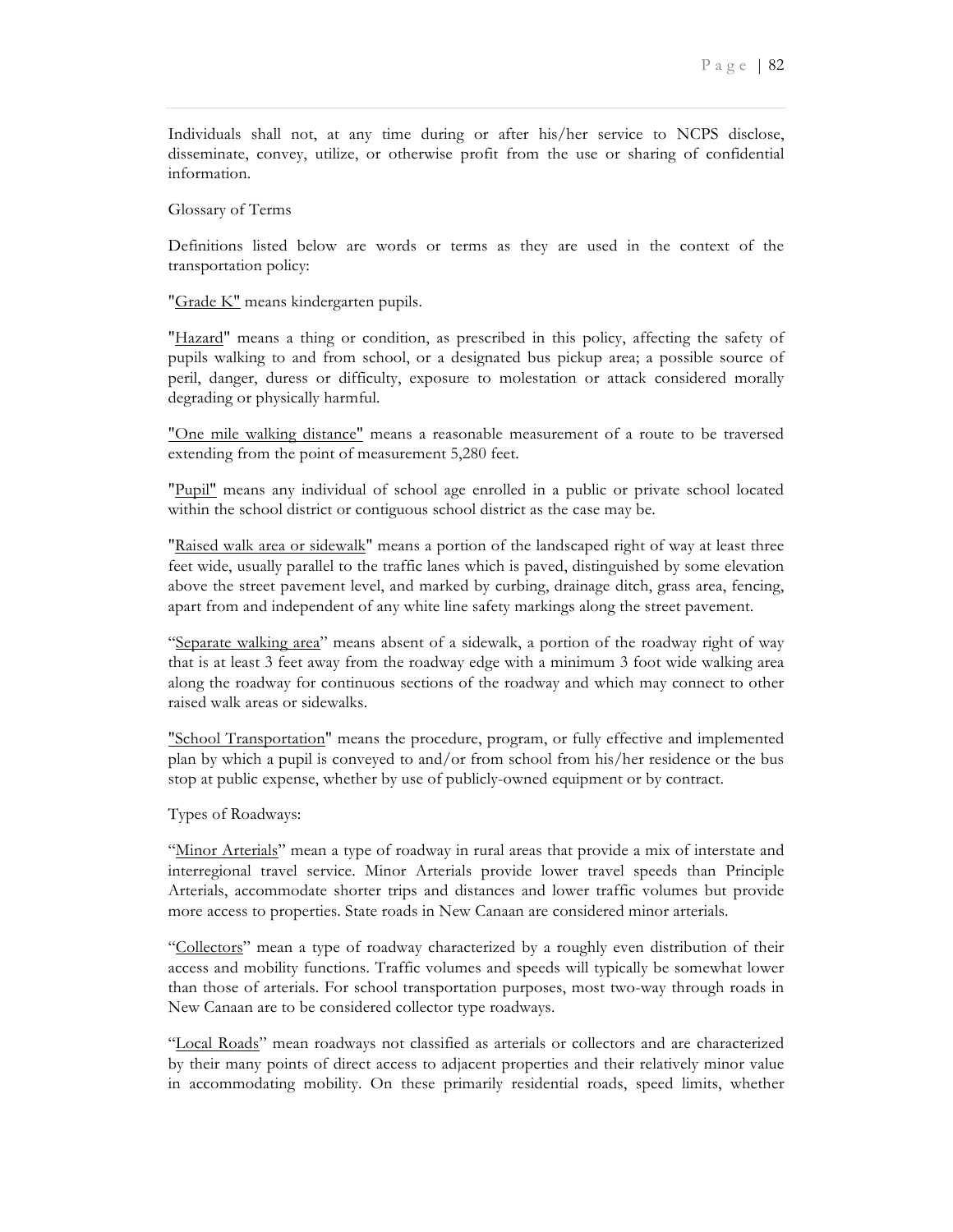Individuals shall not, at any time during or after his/her service to NCPS disclose, disseminate, convey, utilize, or otherwise profit from the use or sharing of confidential information.

Glossary of Terms

Definitions listed below are words or terms as they are used in the context of the transportation policy:

"Grade K" means kindergarten pupils.

"Hazard" means a thing or condition, as prescribed in this policy, affecting the safety of pupils walking to and from school, or a designated bus pickup area; a possible source of peril, danger, duress or difficulty, exposure to molestation or attack considered morally degrading or physically harmful.

"One mile walking distance" means a reasonable measurement of a route to be traversed extending from the point of measurement 5,280 feet.

"Pupil" means any individual of school age enrolled in a public or private school located within the school district or contiguous school district as the case may be.

"Raised walk area or sidewalk" means a portion of the landscaped right of way at least three feet wide, usually parallel to the traffic lanes which is paved, distinguished by some elevation above the street pavement level, and marked by curbing, drainage ditch, grass area, fencing, apart from and independent of any white line safety markings along the street pavement.

"Separate walking area" means absent of a sidewalk, a portion of the roadway right of way that is at least 3 feet away from the roadway edge with a minimum 3 foot wide walking area along the roadway for continuous sections of the roadway and which may connect to other raised walk areas or sidewalks.

"School Transportation" means the procedure, program, or fully effective and implemented plan by which a pupil is conveyed to and/or from school from his/her residence or the bus stop at public expense, whether by use of publicly-owned equipment or by contract.

Types of Roadways:

"Minor Arterials" mean a type of roadway in rural areas that provide a mix of interstate and interregional travel service. Minor Arterials provide lower travel speeds than Principle Arterials, accommodate shorter trips and distances and lower traffic volumes but provide more access to properties. State roads in New Canaan are considered minor arterials.

"Collectors" mean a type of roadway characterized by a roughly even distribution of their access and mobility functions. Traffic volumes and speeds will typically be somewhat lower than those of arterials. For school transportation purposes, most two-way through roads in New Canaan are to be considered collector type roadways.

"Local Roads" mean roadways not classified as arterials or collectors and are characterized by their many points of direct access to adjacent properties and their relatively minor value in accommodating mobility. On these primarily residential roads, speed limits, whether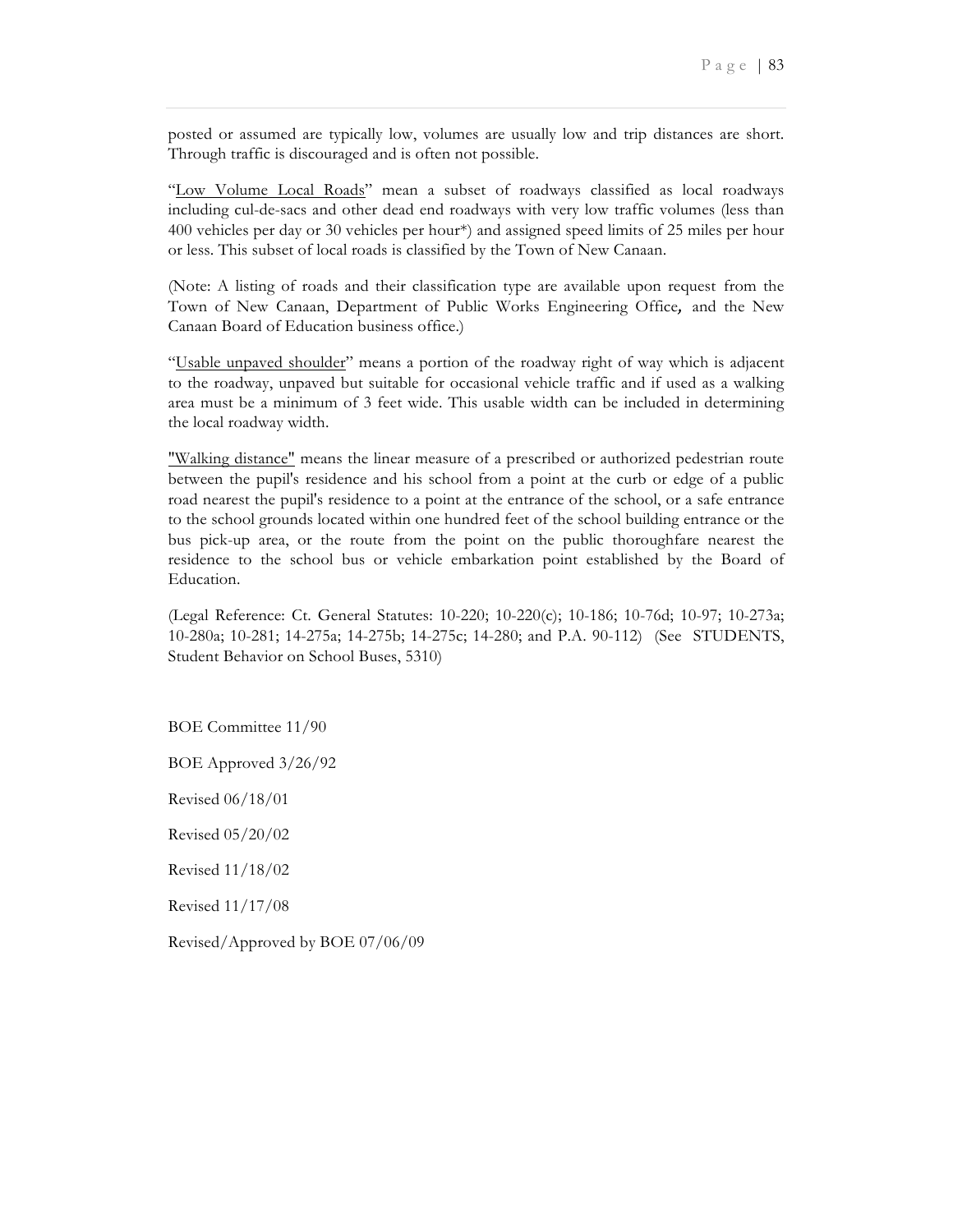posted or assumed are typically low, volumes are usually low and trip distances are short. Through traffic is discouraged and is often not possible.

"Low Volume Local Roads" mean a subset of roadways classified as local roadways including cul-de-sacs and other dead end roadways with very low traffic volumes (less than 400 vehicles per day or 30 vehicles per hour*) and assigned speed limits of 25 miles per hour or less. This subset of local roads is classified by the Town of New Canaan.

(Note: A listing of roads and their classification type are available upon request from the Town of New Canaan, Department of Public Works Engineering Office, and the New Canaan Board of Education business office.)

"Usable unpaved shoulder" means a portion of the roadway right of way which is adjacent to the roadway, unpaved but suitable for occasional vehicle traffic and if used as a walking area must be a minimum of 3 feet wide. This usable width can be included in determining the local roadway width.

"Walking distance" means the linear measure of a prescribed or authorized pedestrian route between the pupil's residence and his school from a point at the curb or edge of a public road nearest the pupil's residence to a point at the entrance of the school, or a safe entrance to the school grounds located within one hundred feet of the school building entrance or the bus pick-up area, or the route from the point on the public thoroughfare nearest the residence to the school bus or vehicle embarkation point established by the Board of Education.

(Legal Reference: Ct. General Statutes: 10-220; 10-220(c); 10-186; 10-76d; 10-97; 10-273a; 10-280a; 10-281; 14-275a; 14-275b; 14-275c; 14-280; and P.A. 90-112) (See STUDENTS, Student Behavior on School Buses, 5310)

BOE Committee 11/90

BOE Approved 3/26/92

Revised 06/18/01

Revised 05/20/02

Revised 11/18/02

Revised 11/17/08

Revised/Approved by BOE 07/06/09